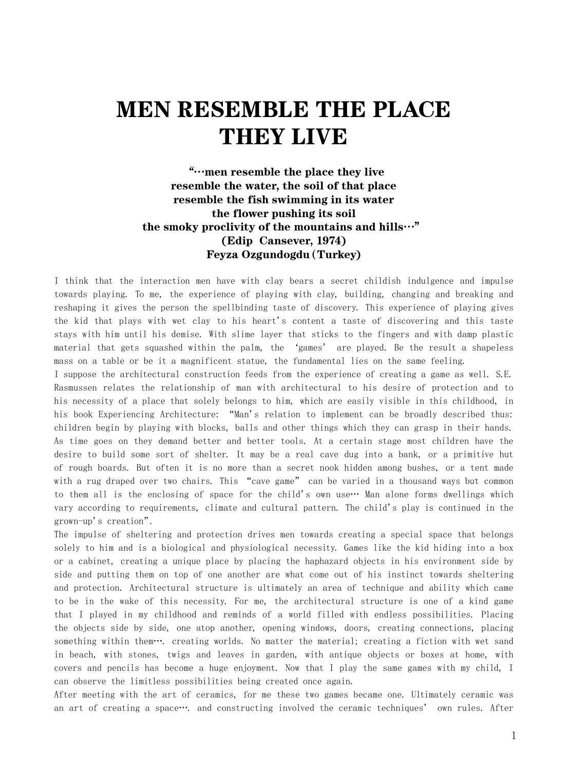# MEN RESEMBLE THE PLACE THEY LIVE

**"…men resemble the place they live**
**resemble the water, the soil of that place**
**resemble the fish swimming in its water**
**the flower pushing its soil**
**the smoky proclivity of the mountains and hills…"**
**(Edip Cansever, 1974)**
**Feyza Ozgundogdu (Turkey)**

I think that the interaction men have with clay bears a secret childish indulgence and impulse towards playing. To me, the experience of playing with clay, building, changing and breaking and reshaping it gives the person the spellbinding taste of discovery. This experience of playing gives the kid that plays with wet clay to his heart's content a taste of discovering and this taste stays with him until his demise. With slime layer that sticks to the fingers and with damp plastic material that gets squashed within the palm, the 'games' are played. Be the result a shapeless mass on a table or be it a magnificent statue, the fundamental lies on the same feeling.

I suppose the architectural construction feeds from the experience of creating a game as well. S.E. Rasmussen relates the relationship of man with architectural to his desire of protection and to his necessity of a place that solely belongs to him, which are easily visible in this childhood, in his book Experiencing Architecture: "Man's relation to implement can be broadly described thus: children begin by playing with blocks, balls and other things which they can grasp in their hands. As time goes on they demand better and better tools. At a certain stage most children have the desire to build some sort of shelter. It may be a real cave dug into a bank, or a primitive hut of rough boards. But often it is no more than a secret nook hidden among bushes, or a tent made with a rug draped over two chairs. This "cave game" can be varied in a thousand ways but common to them all is the enclosing of space for the child's own use… Man alone forms dwellings which vary according to requirements, climate and cultural pattern. The child's play is continued in the grown-up's creation".

The impulse of sheltering and protection drives men towards creating a special space that belongs solely to him and is a biological and physiological necessity. Games like the kid hiding into a box or a cabinet, creating a unique place by placing the haphazard objects in his environment side by side and putting them on top of one another are what come out of his instinct towards sheltering and protection. Architectural structure is ultimately an area of technique and ability which came to be in the wake of this necessity. For me, the architectural structure is one of a kind game that I played in my childhood and reminds of a world filled with endless possibilities. Placing the objects side by side, one atop another, opening windows, doors, creating connections, placing something within them…. creating worlds. No matter the material; creating a fiction with wet sand in beach, with stones, twigs and leaves in garden, with antique objects or boxes at home, with covers and pencils has become a huge enjoyment. Now that I play the same games with my child, I can observe the limitless possibilities being created once again.

After meeting with the art of ceramics, for me these two games became one. Ultimately ceramic was an art of creating a space…. and constructing involved the ceramic techniques' own rules. After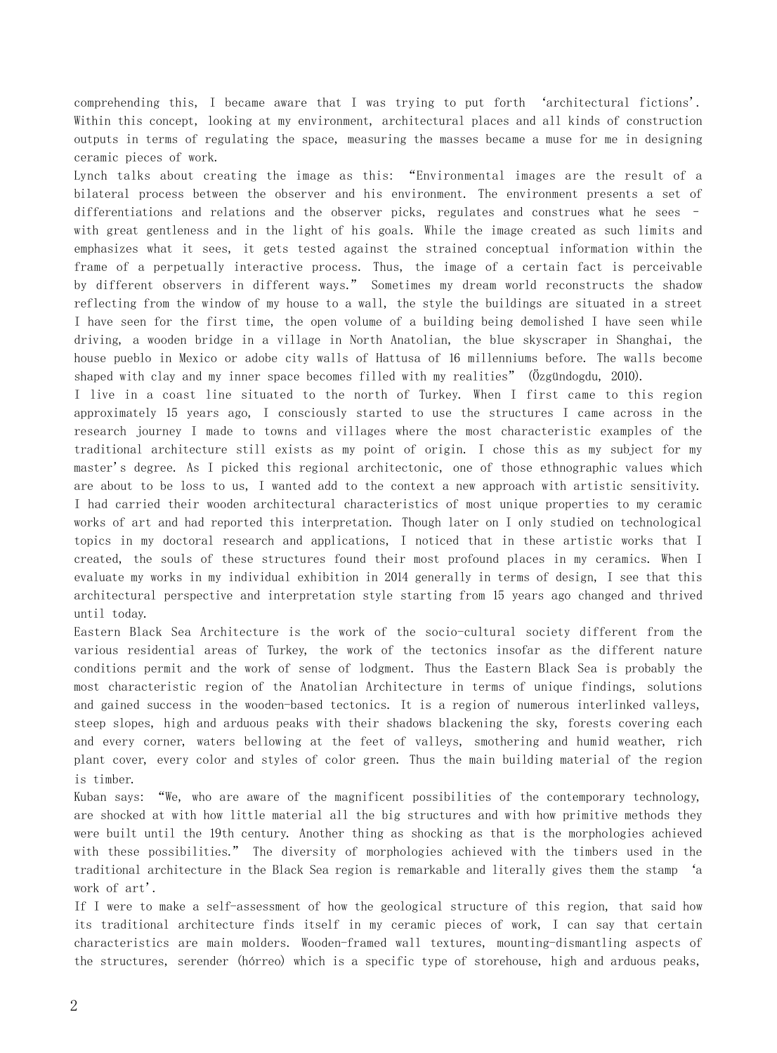comprehending this, I became aware that I was trying to put forth 'architectural fictions'. Within this concept, looking at my environment, architectural places and all kinds of construction outputs in terms of regulating the space, measuring the masses became a muse for me in designing ceramic pieces of work.

Lynch talks about creating the image as this: "Environmental images are the result of a bilateral process between the observer and his environment. The environment presents a set of differentiations and relations and the observer picks, regulates and construes what he sees - with great gentleness and in the light of his goals. While the image created as such limits and emphasizes what it sees, it gets tested against the strained conceptual information within the frame of a perpetually interactive process. Thus, the image of a certain fact is perceivable by different observers in different ways." Sometimes my dream world reconstructs the shadow reflecting from the window of my house to a wall, the style the buildings are situated in a street I have seen for the first time, the open volume of a building being demolished I have seen while driving, a wooden bridge in a village in North Anatolian, the blue skyscraper in Shanghai, the house pueblo in Mexico or adobe city walls of Hattusa of 16 millenniums before. The walls become shaped with clay and my inner space becomes filled with my realities" (Özgündogdu, 2010).

I live in a coast line situated to the north of Turkey. When I first came to this region approximately 15 years ago, I consciously started to use the structures I came across in the research journey I made to towns and villages where the most characteristic examples of the traditional architecture still exists as my point of origin. I chose this as my subject for my master's degree. As I picked this regional architectonic, one of those ethnographic values which are about to be loss to us, I wanted add to the context a new approach with artistic sensitivity. I had carried their wooden architectural characteristics of most unique properties to my ceramic works of art and had reported this interpretation. Though later on I only studied on technological topics in my doctoral research and applications, I noticed that in these artistic works that I created, the souls of these structures found their most profound places in my ceramics. When I evaluate my works in my individual exhibition in 2014 generally in terms of design, I see that this architectural perspective and interpretation style starting from 15 years ago changed and thrived until today.

Eastern Black Sea Architecture is the work of the socio-cultural society different from the various residential areas of Turkey, the work of the tectonics insofar as the different nature conditions permit and the work of sense of lodgment. Thus the Eastern Black Sea is probably the most characteristic region of the Anatolian Architecture in terms of unique findings, solutions and gained success in the wooden-based tectonics. It is a region of numerous interlinked valleys, steep slopes, high and arduous peaks with their shadows blackening the sky, forests covering each and every corner, waters bellowing at the feet of valleys, smothering and humid weather, rich plant cover, every color and styles of color green. Thus the main building material of the region is timber.

Kuban says: "We, who are aware of the magnificent possibilities of the contemporary technology, are shocked at with how little material all the big structures and with how primitive methods they were built until the 19th century. Another thing as shocking as that is the morphologies achieved with these possibilities." The diversity of morphologies achieved with the timbers used in the traditional architecture in the Black Sea region is remarkable and literally gives them the stamp 'a work of art'.

If I were to make a self-assessment of how the geological structure of this region, that said how its traditional architecture finds itself in my ceramic pieces of work, I can say that certain characteristics are main molders. Wooden-framed wall textures, mounting-dismantling aspects of the structures, serender (hórreo) which is a specific type of storehouse, high and arduous peaks,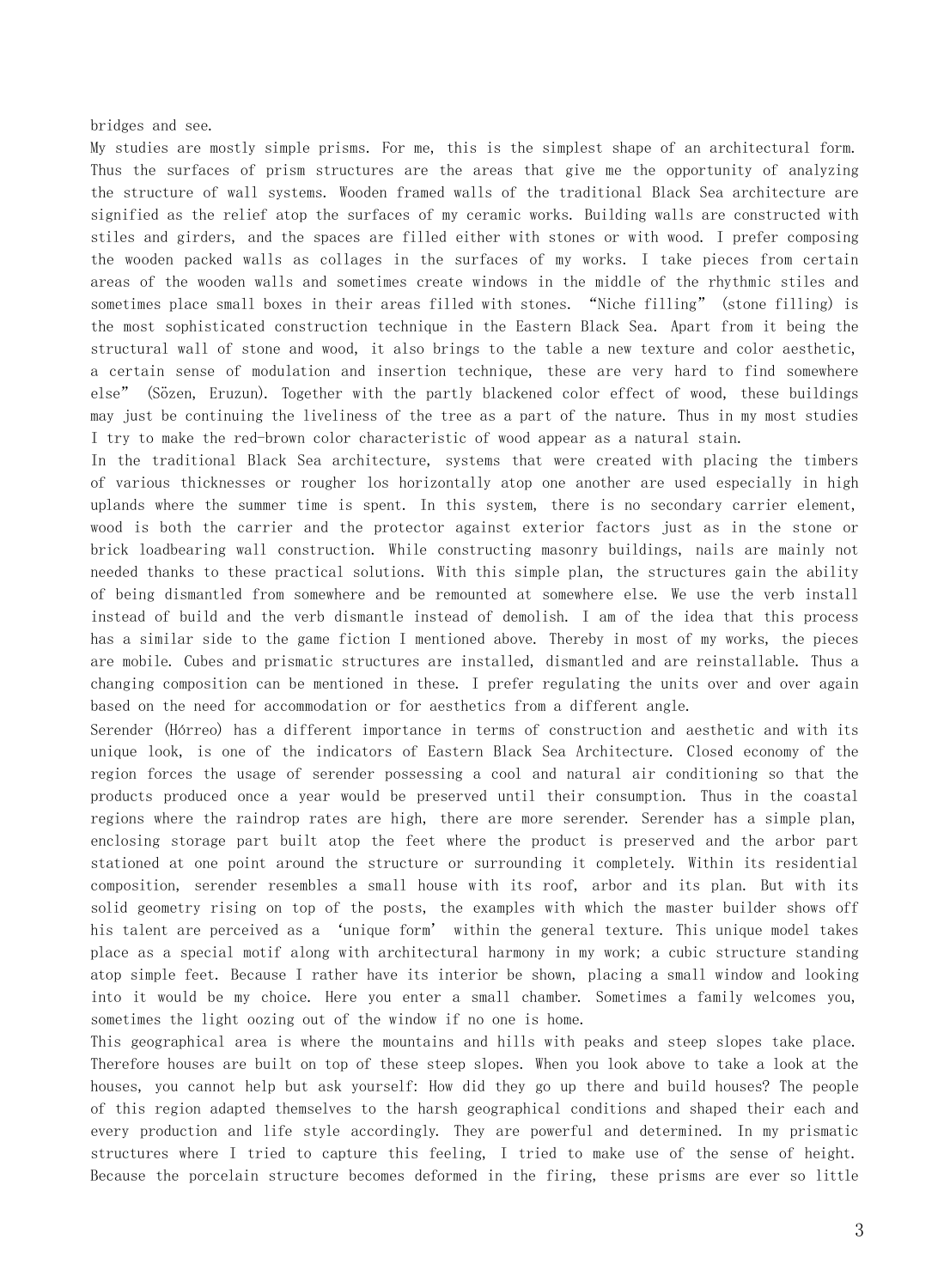bridges and see.

My studies are mostly simple prisms. For me, this is the simplest shape of an architectural form. Thus the surfaces of prism structures are the areas that give me the opportunity of analyzing the structure of wall systems. Wooden framed walls of the traditional Black Sea architecture are signified as the relief atop the surfaces of my ceramic works. Building walls are constructed with stiles and girders, and the spaces are filled either with stones or with wood. I prefer composing the wooden packed walls as collages in the surfaces of my works. I take pieces from certain areas of the wooden walls and sometimes create windows in the middle of the rhythmic stiles and sometimes place small boxes in their areas filled with stones. "Niche filling" (stone filling) is the most sophisticated construction technique in the Eastern Black Sea. Apart from it being the structural wall of stone and wood, it also brings to the table a new texture and color aesthetic, a certain sense of modulation and insertion technique, these are very hard to find somewhere else" (Sözen, Eruzun). Together with the partly blackened color effect of wood, these buildings may just be continuing the liveliness of the tree as a part of the nature. Thus in my most studies I try to make the red-brown color characteristic of wood appear as a natural stain.

In the traditional Black Sea architecture, systems that were created with placing the timbers of various thicknesses or rougher los horizontally atop one another are used especially in high uplands where the summer time is spent. In this system, there is no secondary carrier element, wood is both the carrier and the protector against exterior factors just as in the stone or brick loadbearing wall construction. While constructing masonry buildings, nails are mainly not needed thanks to these practical solutions. With this simple plan, the structures gain the ability of being dismantled from somewhere and be remounted at somewhere else. We use the verb install instead of build and the verb dismantle instead of demolish. I am of the idea that this process has a similar side to the game fiction I mentioned above. Thereby in most of my works, the pieces are mobile. Cubes and prismatic structures are installed, dismantled and are reinstallable. Thus a changing composition can be mentioned in these. I prefer regulating the units over and over again based on the need for accommodation or for aesthetics from a different angle.

Serender (Hórreo) has a different importance in terms of construction and aesthetic and with its unique look, is one of the indicators of Eastern Black Sea Architecture. Closed economy of the region forces the usage of serender possessing a cool and natural air conditioning so that the products produced once a year would be preserved until their consumption. Thus in the coastal regions where the raindrop rates are high, there are more serender. Serender has a simple plan, enclosing storage part built atop the feet where the product is preserved and the arbor part stationed at one point around the structure or surrounding it completely. Within its residential composition, serender resembles a small house with its roof, arbor and its plan. But with its solid geometry rising on top of the posts, the examples with which the master builder shows off his talent are perceived as a 'unique form' within the general texture. This unique model takes place as a special motif along with architectural harmony in my work; a cubic structure standing atop simple feet. Because I rather have its interior be shown, placing a small window and looking into it would be my choice. Here you enter a small chamber. Sometimes a family welcomes you, sometimes the light oozing out of the window if no one is home.

This geographical area is where the mountains and hills with peaks and steep slopes take place. Therefore houses are built on top of these steep slopes. When you look above to take a look at the houses, you cannot help but ask yourself: How did they go up there and build houses? The people of this region adapted themselves to the harsh geographical conditions and shaped their each and every production and life style accordingly. They are powerful and determined. In my prismatic structures where I tried to capture this feeling, I tried to make use of the sense of height. Because the porcelain structure becomes deformed in the firing, these prisms are ever so little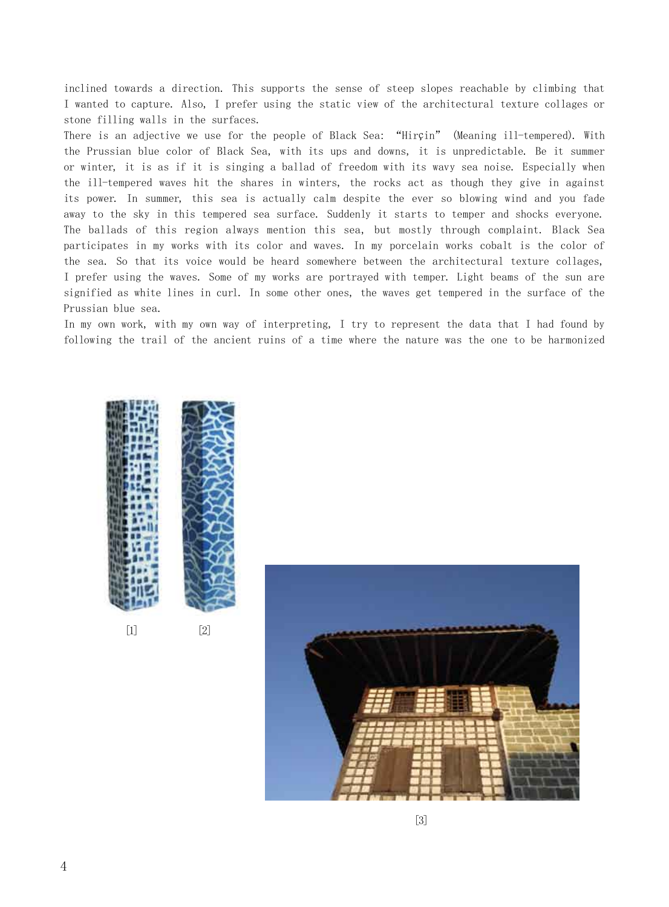inclined towards a direction. This supports the sense of steep slopes reachable by climbing that I wanted to capture. Also, I prefer using the static view of the architectural texture collages or stone filling walls in the surfaces.

There is an adjective we use for the people of Black Sea: "Hirçin" (Meaning ill-tempered). With the Prussian blue color of Black Sea, with its ups and downs, it is unpredictable. Be it summer or winter, it is as if it is singing a ballad of freedom with its wavy sea noise. Especially when the ill-tempered waves hit the shares in winters, the rocks act as though they give in against its power. In summer, this sea is actually calm despite the ever so blowing wind and you fade away to the sky in this tempered sea surface. Suddenly it starts to temper and shocks everyone. The ballads of this region always mention this sea, but mostly through complaint. Black Sea participates in my works with its color and waves. In my porcelain works cobalt is the color of the sea. So that its voice would be heard somewhere between the architectural texture collages, I prefer using the waves. Some of my works are portrayed with temper. Light beams of the sun are signified as white lines in curl. In some other ones, the waves get tempered in the surface of the Prussian blue sea.

In my own work, with my own way of interpreting, I try to represent the data that I had found by following the trail of the ancient ruins of a time where the nature was the one to be harmonized

[1] [2]

[3]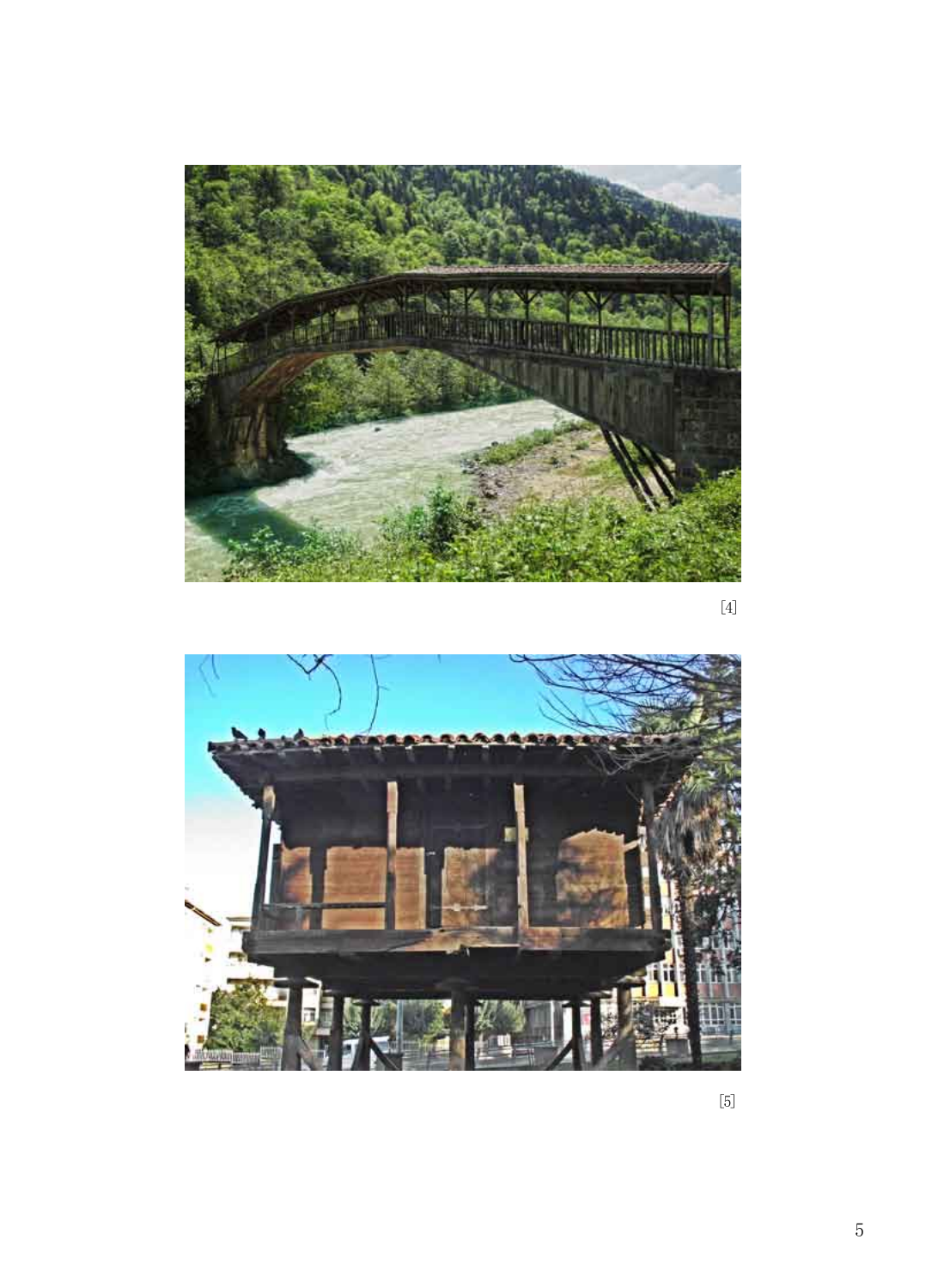[4]

[5]